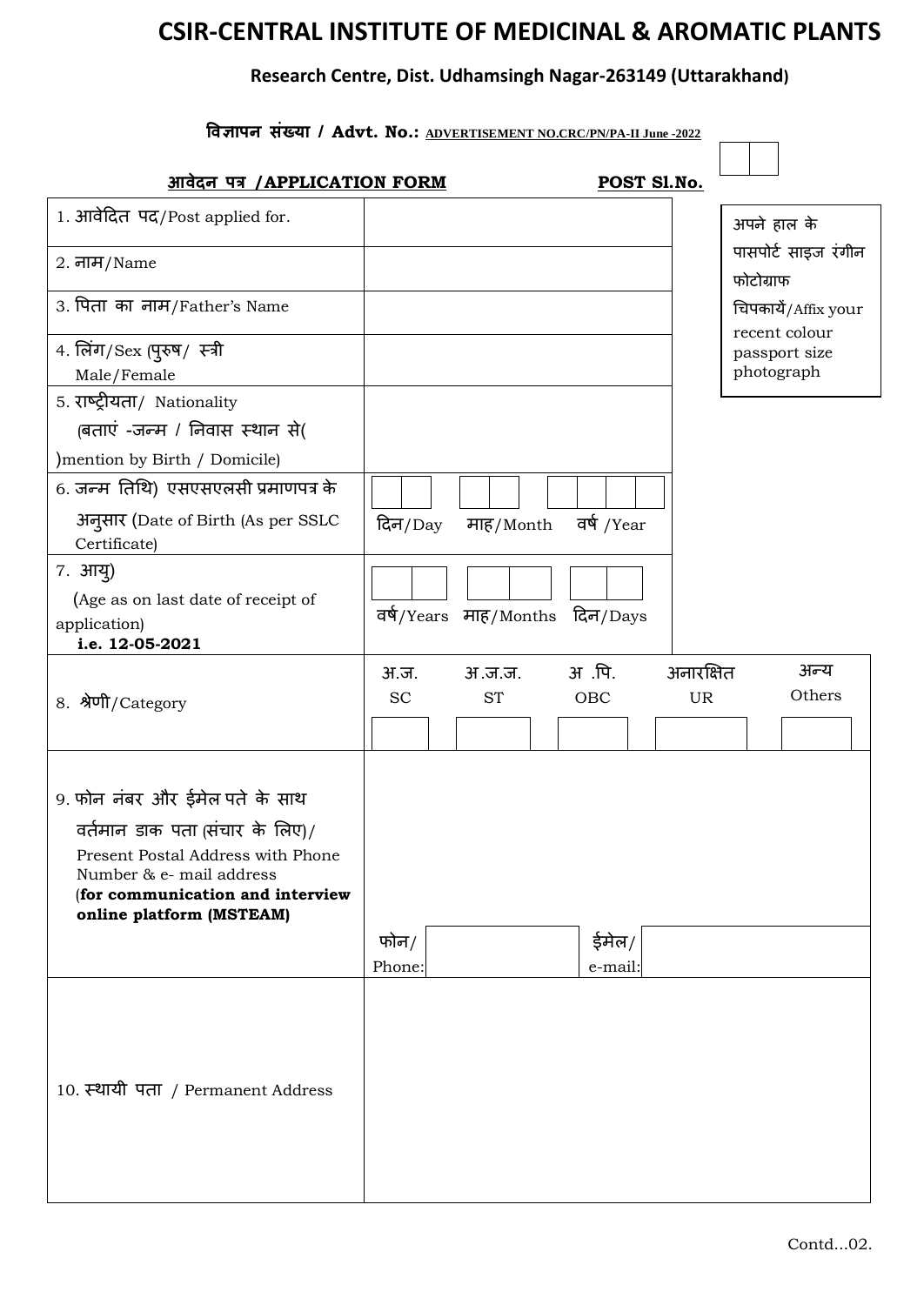# CSIR-CENTRAL INSTITUTE OF MEDICINAL & AROMATIC PLANTS

**Research Centre, Dist. Udhamsingh Nagar-263149 (Uttarakhand)**

**विज्ञापन संख्या / Advt. No.:** **ADVERTISEMENT NO.CRC/PN/PA-II June -2022**

**आवेदन पत्र /APPLICATION FORM** **POST Sl.No.**

अपने हाल के पासपोर्ट साइज रंगीन फोटोग्राफ चिपकायें/Affix your recent colour passport size photograph

| | |
|---|---|
| 1. आवेदित पद/Post applied for. | |
| 2. नाम/Name | |
| 3. पिता का नाम/Father's Name | |
| 4. लिंग/Sex (पुरुष/ स्त्री Male/Female | |
| 5. राष्ट्रीयता/ Nationality (बताएं -जन्म / निवास स्थान से( )mention by Birth / Domicile) | |
| 6. जन्म तिथि) एसएसएलसी प्रमाणपत्र के अनुसार (Date of Birth (As per SSLC Certificate) | दिन/Day माह/Month वर्ष /Year |
| 7. आयु) (Age as on last date of receipt of application) **i.e. 12-05-2021** | वर्ष/Years माह/Months दिन/Days |
| 8. श्रेणी/Category | अ.ज. SC / अ.ज.ज. ST / अ .पि. OBC / अनारक्षित UR / अन्य Others |
| 9. फोन नंबर और ईमेल पते के साथ वर्तमान डाक पता (संचार के लिए)/ Present Postal Address with Phone Number & e- mail address (**for communication and interview online platform (MSTEAM)** | फोन/ Phone: ईमेल/ e-mail: |
| 10. स्थायी पता / Permanent Address | |

Contd…02.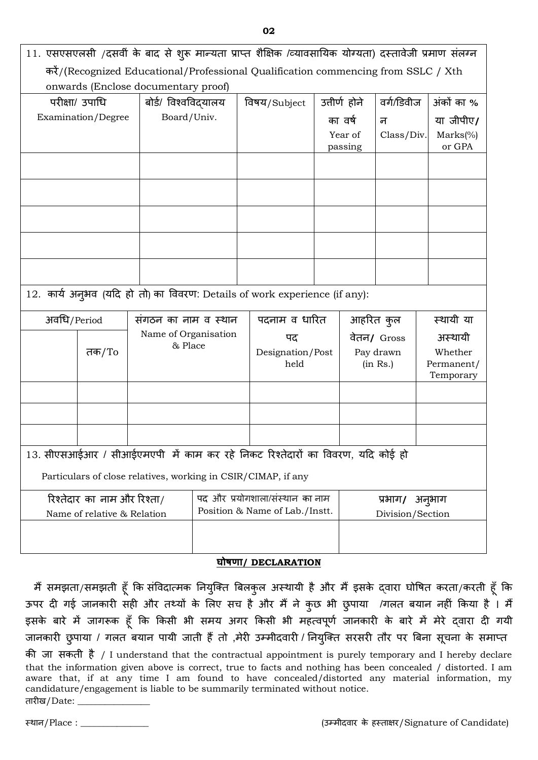11. एसएसएलसी /दसवीं के बाद से शुरू मान्यता प्राप्त शैक्षिक /व्यावसायिक योग्यता) दस्तावेजी प्रमाण संलग्न करें/(Recognized Educational/Professional Qualification commencing from SSLC / Xth onwards (Enclose documentary proof)

| परीक्षा/ उपाधि Examination/Degree | बोर्ड/ विश्वविद्यालय Board/Univ. | विषय/Subject | उत्तीर्ण होने का वर्ष Year of passing | वर्ग/डिवीजन Class/Div. | अंकों का % या जीपीए/ Marks(%) or GPA |
|---|---|---|---|---|---|
| | | | | | |
| | | | | | |
| | | | | | |
| | | | | | |
| | | | | | |

12. कार्य अनुभव (यदि हो तो) का विवरण: Details of work experience (if any):

| अवधि/Period | | संगठन का नाम व स्थान Name of Organisation & Place | पदनाम व धारित पद Designation/Post held | आहरित कुल वेतन/ Gross Pay drawn (in Rs.) | स्थायी या अस्थायी Whether Permanent/ Temporary |
|---|---|---|---|---|---|
| | तक/To | | | | |
| | | | | | |
| | | | | | |
| | | | | | |

13. सीएसआईआर / सीआईएमएपी में काम कर रहे निकट रिश्तेदारों का विवरण, यदि कोई हो

Particulars of close relatives, working in CSIR/CIMAP, if any

| रिश्तेदार का नाम और रिश्ता/ Name of relative & Relation | पद और प्रयोगशाला/संस्थान का नाम Position & Name of Lab./Instt. | प्रभाग/ अनुभाग Division/Section |
|---|---|---|
| | | |

## घोषणा/ DECLARATION

मैं समझता/समझती हूँ कि संविदात्मक नियुक्ति बिलकुल अस्थायी है और मैं इसके द्वारा घोषित करता/करती हूँ कि ऊपर दी गई जानकारी सही और तथ्यों के लिए सच है और मैं ने कुछ भी छुपाया /गलत बयान नहीं किया है । मैं इसके बारे में जागरूक हूँ कि किसी भी समय अगर किसी भी महत्वपूर्ण जानकारी के बारे में मेरे द्वारा दी गयी जानकारी छुपाया / गलत बयान पायी जाती हैं तो ,मेरी उम्मीदवारी / नियुक्ति सरसरी तौर पर बिना सूचना के समाप्त की जा सकती है / I understand that the contractual appointment is purely temporary and I hereby declare that the information given above is correct, true to facts and nothing has been concealed / distorted. I am aware that, if at any time I am found to have concealed/distorted any material information, my candidature/engagement is liable to be summarily terminated without notice.

तारीख/Date: _______________

स्थान/Place : _______________

(उम्मीदवार के हस्ताक्षर/Signature of Candidate)